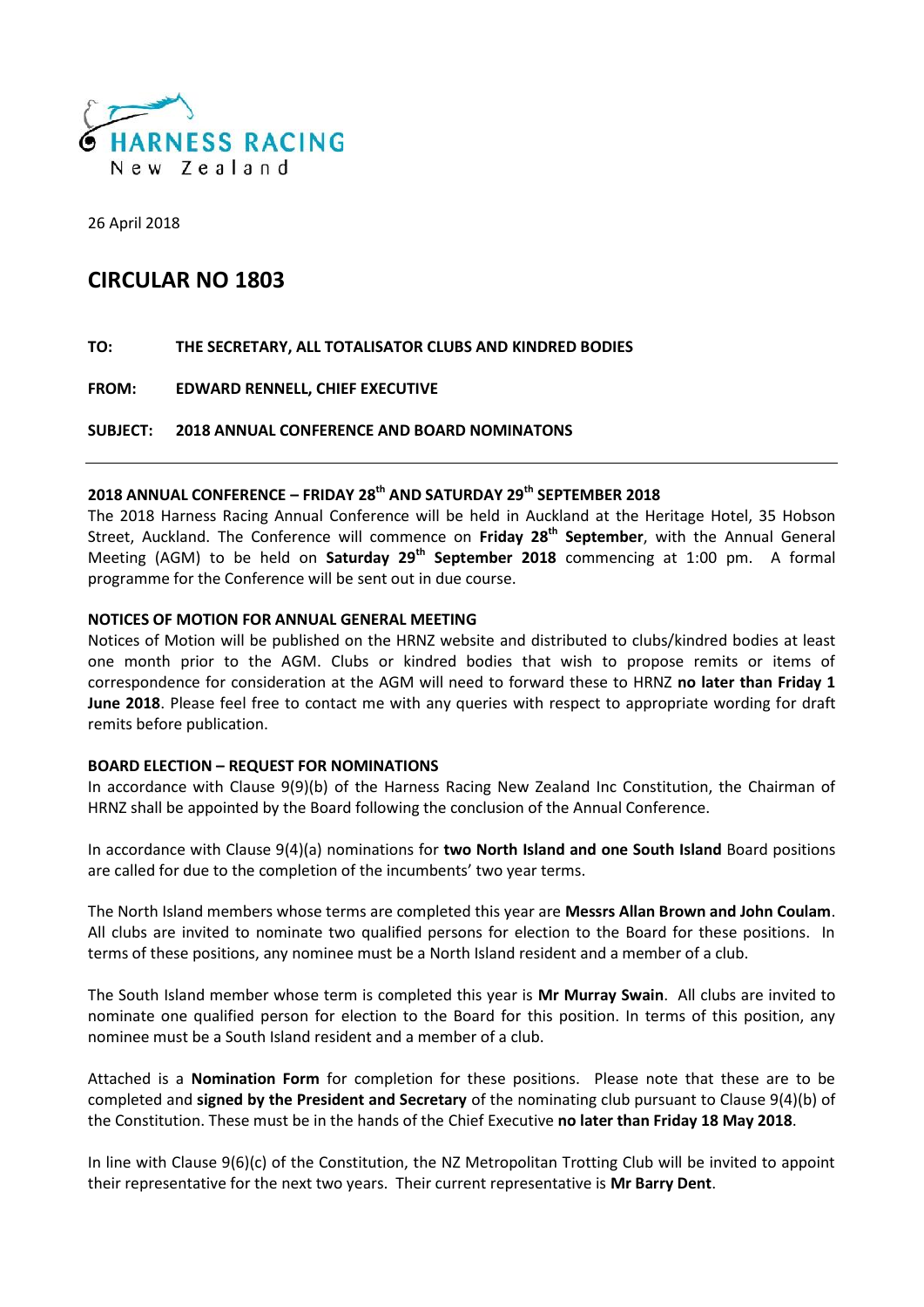HARNESS RACING
New Zealand

26 April 2018

# CIRCULAR NO 1803

**TO: THE SECRETARY, ALL TOTALISATOR CLUBS AND KINDRED BODIES**

**FROM: EDWARD RENNELL, CHIEF EXECUTIVE**

**SUBJECT: 2018 ANNUAL CONFERENCE AND BOARD NOMINATONS**

---

### 2018 ANNUAL CONFERENCE – FRIDAY 28th AND SATURDAY 29th SEPTEMBER 2018

The 2018 Harness Racing Annual Conference will be held in Auckland at the Heritage Hotel, 35 Hobson Street, Auckland. The Conference will commence on **Friday 28th September**, with the Annual General Meeting (AGM) to be held on **Saturday 29th September 2018** commencing at 1:00 pm. A formal programme for the Conference will be sent out in due course.

### NOTICES OF MOTION FOR ANNUAL GENERAL MEETING

Notices of Motion will be published on the HRNZ website and distributed to clubs/kindred bodies at least one month prior to the AGM. Clubs or kindred bodies that wish to propose remits or items of correspondence for consideration at the AGM will need to forward these to HRNZ **no later than Friday 1 June 2018**. Please feel free to contact me with any queries with respect to appropriate wording for draft remits before publication.

### BOARD ELECTION – REQUEST FOR NOMINATIONS

In accordance with Clause 9(9)(b) of the Harness Racing New Zealand Inc Constitution, the Chairman of HRNZ shall be appointed by the Board following the conclusion of the Annual Conference.

In accordance with Clause 9(4)(a) nominations for **two North Island and one South Island** Board positions are called for due to the completion of the incumbents' two year terms.

The North Island members whose terms are completed this year are **Messrs Allan Brown and John Coulam**. All clubs are invited to nominate two qualified persons for election to the Board for these positions. In terms of these positions, any nominee must be a North Island resident and a member of a club.

The South Island member whose term is completed this year is **Mr Murray Swain**. All clubs are invited to nominate one qualified person for election to the Board for this position. In terms of this position, any nominee must be a South Island resident and a member of a club.

Attached is a **Nomination Form** for completion for these positions. Please note that these are to be completed and **signed by the President and Secretary** of the nominating club pursuant to Clause 9(4)(b) of the Constitution. These must be in the hands of the Chief Executive **no later than Friday 18 May 2018**.

In line with Clause 9(6)(c) of the Constitution, the NZ Metropolitan Trotting Club will be invited to appoint their representative for the next two years. Their current representative is **Mr Barry Dent**.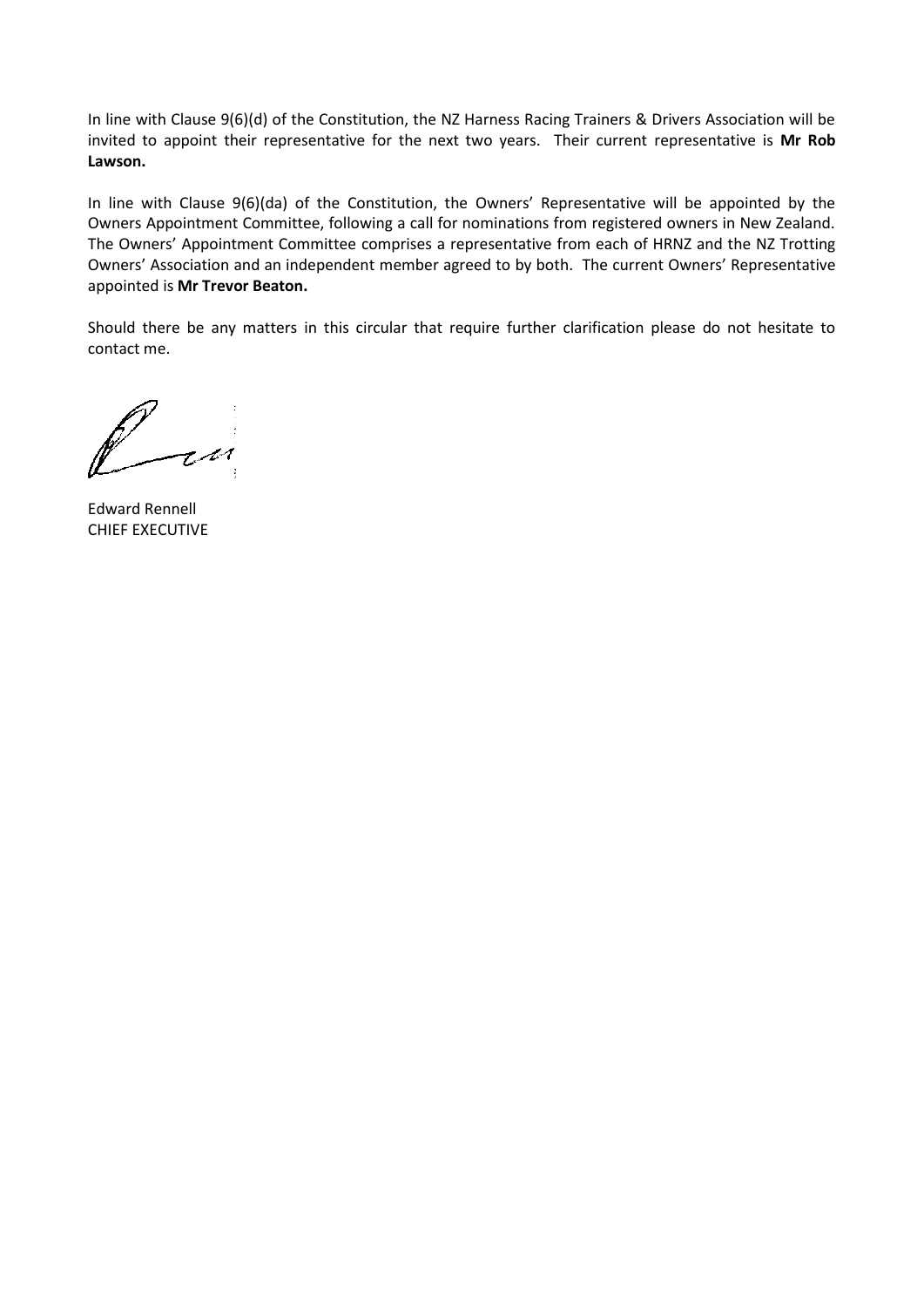In line with Clause 9(6)(d) of the Constitution, the NZ Harness Racing Trainers & Drivers Association will be invited to appoint their representative for the next two years. Their current representative is **Mr Rob Lawson.**

In line with Clause 9(6)(da) of the Constitution, the Owners' Representative will be appointed by the Owners Appointment Committee, following a call for nominations from registered owners in New Zealand. The Owners' Appointment Committee comprises a representative from each of HRNZ and the NZ Trotting Owners' Association and an independent member agreed to by both. The current Owners' Representative appointed is **Mr Trevor Beaton.**

Should there be any matters in this circular that require further clarification please do not hesitate to contact me.

Edward Rennell
CHIEF EXECUTIVE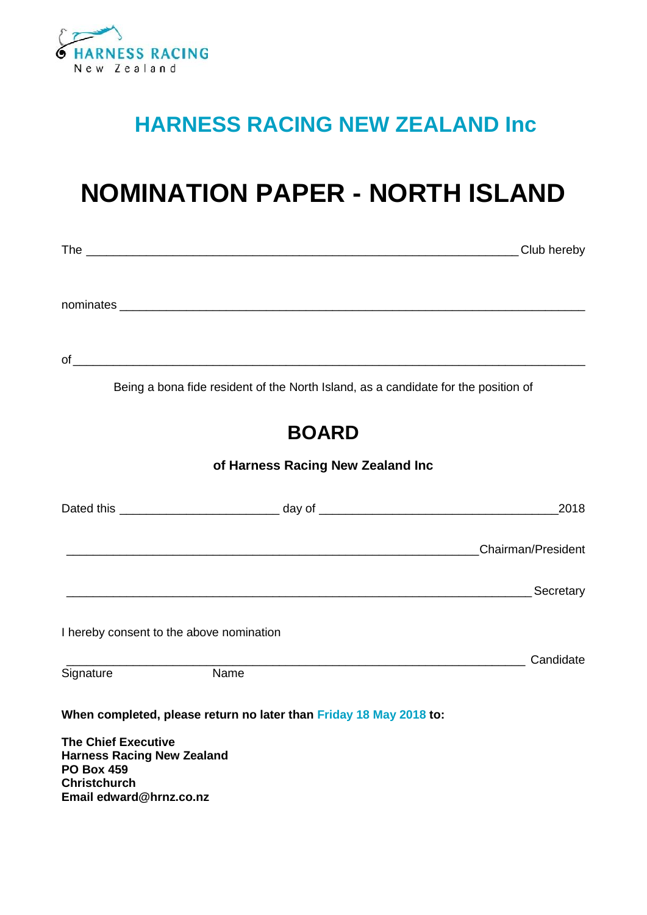HARNESS RACING New Zealand

## HARNESS RACING NEW ZEALAND Inc

# NOMINATION PAPER - NORTH ISLAND

The ______________________________________________________________ Club hereby

nominates ___________________________________________________________________

of __________________________________________________________________________

Being a bona fide resident of the North Island, as a candidate for the position of

## BOARD

### of Harness Racing New Zealand Inc

Dated this ______________________ day of ________________________________ 2018

__________________________________________________________ Chairman/President

________________________________________________________________ Secretary

I hereby consent to the above nomination

________________________________________________________________ Candidate

Signature Name

**When completed, please return no later than Friday 18 May 2018 to:**

**The Chief Executive**
**Harness Racing New Zealand**
**PO Box 459**
**Christchurch**
**Email edward@hrnz.co.nz**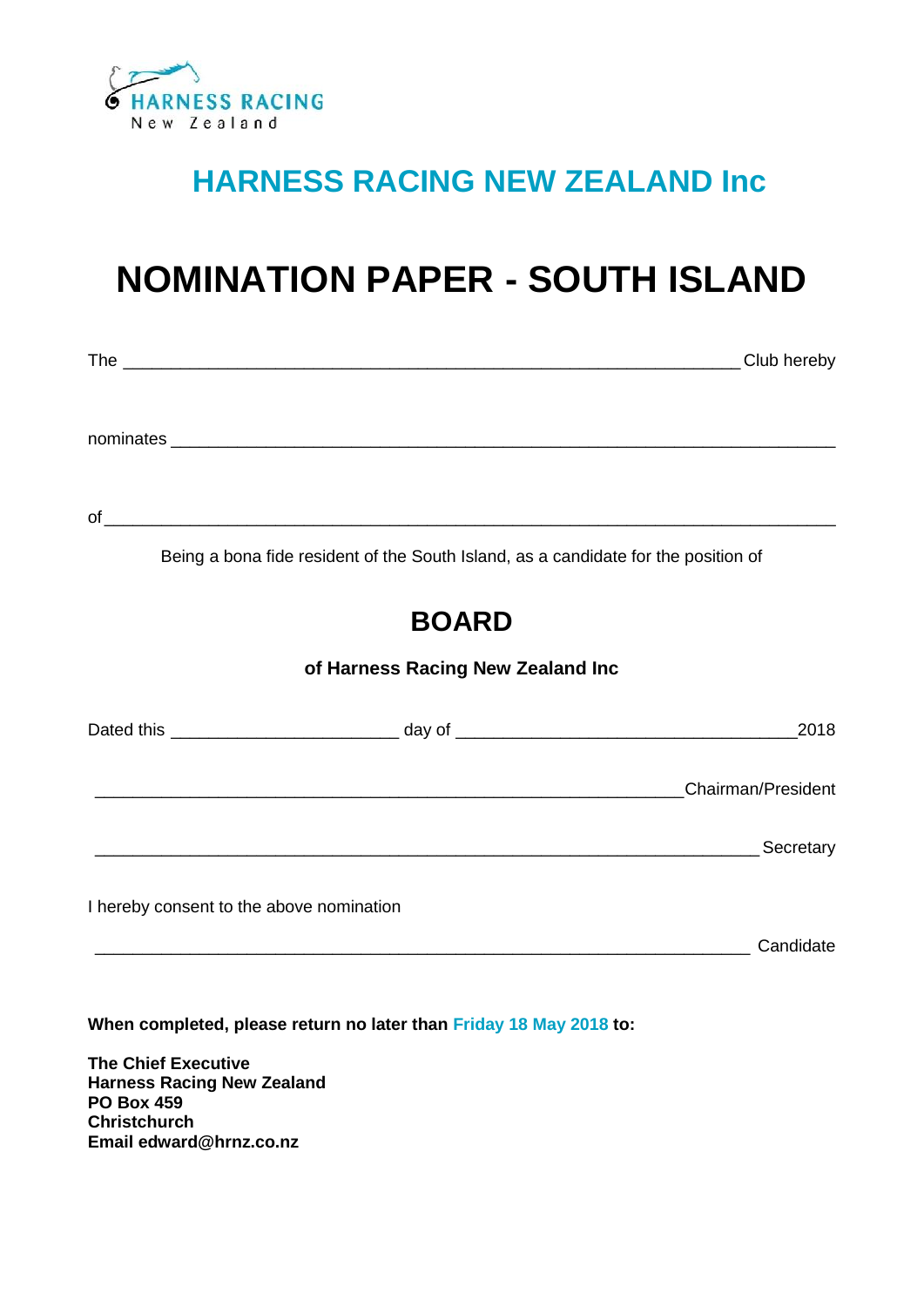# HARNESS RACING NEW ZEALAND Inc

# NOMINATION PAPER - SOUTH ISLAND

The ________________________________________________________________ Club hereby

nominates ______________________________________________________________________

of ____________________________________________________________________________

Being a bona fide resident of the South Island, as a candidate for the position of

## BOARD

**of Harness Racing New Zealand Inc**

Dated this ______________________ day of _________________________________ 2018

______________________________________________________________ Chairman/President

_____________________________________________________________________ Secretary

I hereby consent to the above nomination

____________________________________________________________________ Candidate

**When completed, please return no later than Friday 18 May 2018 to:**

**The Chief Executive**
**Harness Racing New Zealand**
**PO Box 459**
**Christchurch**
**Email edward@hrnz.co.nz**